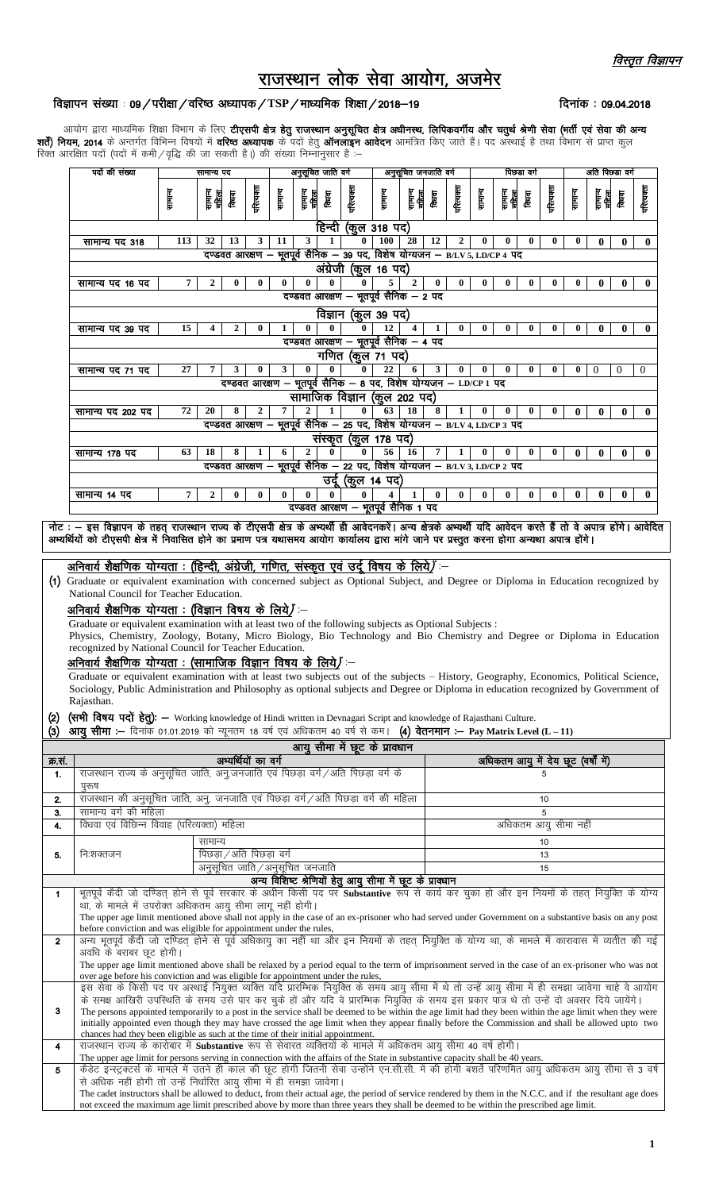*विस्तृत विज्ञापन*

# राजस्थान लोक सेवा आयोग, अजमेर

**विज्ञापन संख्या : 09 / परीक्षा / वरिष्ठ अध्यापक / TSP / माध्यमिक शिक्षा / 2018–19** **दिनांक : 09.04.2018**

आयोग द्वारा माध्यमिक शिक्षा विभाग के लिए **टीएसपी क्षेत्र हेतु राजस्थान अनुसूचित क्षेत्र अधीनस्थ, लिपिकवर्गीय और चतुर्थ श्रेणी सेवा (भर्ती एवं सेवा की अन्य शर्तें) नियम, 2014** के अन्तर्गत विभिन्न विषयों में **वरिष्ठ अध्यापक** के पदों हेतु **ऑनलाइन आवेदन** आमंत्रित किए जाते हैं। पद अस्थाई है तथा विभाग से प्राप्त कुल रिक्त आरक्षित पदों (पदों में कमी / वृद्धि की जा सकती है।) की संख्या निम्नानुसार है :–

| पदों की संख्या | सामान्य पद | | | | अनुसूचित जाति वर्ग | | | | अनुसूचित जनजाति वर्ग | | | | पिछड़ा वर्ग | | | | अति पिछड़ा वर्ग | | | |
|---|---|---|---|---|---|---|---|---|---|---|---|---|---|---|---|---|---|---|---|---|
| | सामान्य | सामान्य महिला | विधवा | परित्यक्ता | सामान्य | सामान्य महिला | विधवा | परित्यक्ता | सामान्य | सामान्य महिला | विधवा | परित्यक्ता | सामान्य | सामान्य महिला | विधवा | परित्यक्ता | सामान्य | सामान्य महिला | विधवा | परित्यक्ता |
| **हिन्दी (कुल 318 पद)** | | | | | | | | | | | | | | | | | | | | |
| सामान्य पद 318 | 113 | 32 | 13 | 3 | 11 | 3 | 1 | 0 | 100 | 28 | 12 | 2 | 0 | 0 | 0 | 0 | 0 | 0 | 0 | 0 |
| दण्डवत आरक्षण – भूतपूर्व सैनिक – 39 पद, विशेष योग्यजन – B/LV 5, LD/CP 4 पद | | | | | | | | | | | | | | | | | | | | |
| **अंग्रेजी (कुल 16 पद)** | | | | | | | | | | | | | | | | | | | | |
| सामान्य पद 16 पद | 7 | 2 | 0 | 0 | 0 | 0 | 0 | 0 | 5 | 2 | 0 | 0 | 0 | 0 | 0 | 0 | 0 | 0 | 0 | 0 |
| दण्डवत आरक्षण – भूतपूर्व सैनिक – 2 पद | | | | | | | | | | | | | | | | | | | | |
| **विज्ञान (कुल 39 पद)** | | | | | | | | | | | | | | | | | | | | |
| सामान्य पद 39 पद | 15 | 4 | 2 | 0 | 1 | 0 | 0 | 0 | 12 | 4 | 1 | 0 | 0 | 0 | 0 | 0 | 0 | 0 | 0 | 0 |
| दण्डवत आरक्षण – भूतपूर्व सैनिक – 4 पद | | | | | | | | | | | | | | | | | | | | |
| **गणित (कुल 71 पद)** | | | | | | | | | | | | | | | | | | | | |
| सामान्य पद 71 पद | 27 | 7 | 3 | 0 | 3 | 0 | 0 | 0 | 22 | 6 | 3 | 0 | 0 | 0 | 0 | 0 | 0 | 0 | 0 | 0 |
| दण्डवत आरक्षण – भूतपूर्व सैनिक – 8 पद, विशेष योग्यजन – LD/CP 1 पद | | | | | | | | | | | | | | | | | | | | |
| **सामाजिक विज्ञान (कुल 202 पद)** | | | | | | | | | | | | | | | | | | | | |
| सामान्य पद 202 पद | 72 | 20 | 8 | 2 | 7 | 2 | 1 | 0 | 63 | 18 | 8 | 1 | 0 | 0 | 0 | 0 | 0 | 0 | 0 | 0 |
| दण्डवत आरक्षण – भूतपूर्व सैनिक – 25 पद, विशेष योग्यजन – B/LV 4, LD/CP 3 पद | | | | | | | | | | | | | | | | | | | | |
| **संस्कृत (कुल 178 पद)** | | | | | | | | | | | | | | | | | | | | |
| सामान्य 178 पद | 63 | 18 | 8 | 1 | 6 | 2 | 0 | 0 | 56 | 16 | 7 | 1 | 0 | 0 | 0 | 0 | 0 | 0 | 0 | 0 |
| दण्डवत आरक्षण – भूतपूर्व सैनिक – 22 पद, विशेष योग्यजन – B/LV 3, LD/CP 2 पद | | | | | | | | | | | | | | | | | | | | |
| **उर्दू (कुल 14 पद)** | | | | | | | | | | | | | | | | | | | | |
| सामान्य 14 पद | 7 | 2 | 0 | 0 | 0 | 0 | 0 | 0 | 4 | 1 | 0 | 0 | 0 | 0 | 0 | 0 | 0 | 0 | 0 | 0 |
| दण्डवत आरक्षण – भूतपूर्व सैनिक 1 पद | | | | | | | | | | | | | | | | | | | | |

**नोट : – इस विज्ञापन के तहत् राजस्थान राज्य के टीएसपी क्षेत्र के अभ्यर्थी ही आवेदन करें। अन्य क्षेत्रके अभ्यर्थी यदि आवेदन करते हैं तो वे अपात्र होंगे। आवेदित अभ्यर्थियों को टीएसपी क्षेत्र में निवासित होने का प्रमाण पत्र यथासमय आयोग कार्यालय द्वारा मांगे जाने पर प्रस्तुत करना होगा अन्यथा अपात्र होंगे।**

**अनिवार्य शैक्षणिक योग्यता : (हिन्दी, अंग्रेजी, गणित, संस्कृत एवं उर्दू विषय के लिये) :–**

**(1)** Graduate or equivalent examination with concerned subject as Optional Subject, and Degree or Diploma in Education recognized by National Council for Teacher Education.

**अनिवार्य शैक्षणिक योग्यता : (विज्ञान विषय के लिये) :–**

Graduate or equivalent examination with at least two of the following subjects as Optional Subjects :

Physics, Chemistry, Zoology, Botany, Micro Biology, Bio Technology and Bio Chemistry and Degree or Diploma in Education recognized by National Council for Teacher Education.

**अनिवार्य शैक्षणिक योग्यता : (सामाजिक विज्ञान विषय के लिये) :–**

Graduate or equivalent examination with at least two subjects out of the subjects – History, Geography, Economics, Political Science, Sociology, Public Administration and Philosophy as optional subjects and Degree or Diploma in education recognized by Government of Rajasthan.

**(2) (सभी विषय पदों हेतु): –** Working knowledge of Hindi written in Devnagari Script and knowledge of Rajasthani Culture.

**(3) आयु सीमा :–** दिनांक 01.01.2019 को न्यूनतम 18 वर्ष एवं अधिकतम 40 वर्ष से कम। **(4) वेतनमान :– Pay Matrix Level (L – 11)**

**आयु सीमा में छूट के प्रावधान**

| क्र.सं. | अभ्यर्थियों का वर्ग | | अधिकतम आयु में देय छूट (वर्षों में) |
|---|---|---|---|
| 1. | राजस्थान राज्य के अनुसूचित जाति, अनु.जनजाति एवं पिछड़ा वर्ग / अति पिछड़ा वर्ग के पुरूष | | 5 |
| 2. | राजस्थान की अनुसूचित जाति, अनु. जनजाति एवं पिछड़ा वर्ग / अति पिछड़ा वर्ग की महिला | | 10 |
| 3. | सामान्य वर्ग की महिला | | 5 |
| 4. | विधवा एवं विछिन्न विवाह (परित्यक्ता) महिला | | अधिकतम आयु सीमा नहीं |
| 5. | निःशक्तजन | सामान्य | 10 |
| | | पिछड़ा / अति पिछड़ा वर्ग | 13 |
| | | अनुसूचित जाति / अनुसूचित जनजाति | 15 |

**अन्य विशिष्ट श्रेणियों हेतु आयु सीमा में छूट के प्रावधान**

| क्र.सं. | प्रावधान |
|---|---|
| 1 | भूतपूर्व कैदी जो दण्डित होने से पूर्व सरकार के अधीन किसी पद पर **Substantive** रूप से कार्य कर चुका हो और इन नियमों के तहत् नियुक्ति के योग्य था, के मामले में उपरोक्त अधिकतम आयु सीमा लागू नहीं होगी। The upper age limit mentioned above shall not apply in the case of an ex-prisoner who had served under Government on a substantive basis on any post before conviction and was eligible for appointment under the rules, |
| 2 | अन्य भूतपूर्व कैदी जो दण्डित होने से पूर्व अधिकायु का नहीं था और इन नियमों के तहत् नियुक्ति के योग्य था, के मामले में कारावास में व्यतीत की गई अवधि के बराबर छूट होगी। The upper age limit mentioned above shall be relaxed by a period equal to the term of imprisonment served in the case of an ex-prisoner who was not over age before his conviction and was eligible for appointment under the rules, |
| 3 | इस सेवा के किसी पद पर अस्थाई नियुक्त व्यक्ति यदि प्रारम्भिक नियुक्ति के समय आयु सीमा में थे तो उन्हें आयु सीमा में ही समझा जावेगा चाहे वे आयोग के समक्ष आखिरी उपस्थिति के समय उसे पार कर चुके हों और यदि वे प्रारम्भिक नियुक्ति के समय इस प्रकार पात्र थे तो उन्हें दो अवसर दिये जायेंगे। The persons appointed temporarily to a post in the service shall be deemed to be within the age limit had they been within the age limit when they were initially appointed even though they may have crossed the age limit when they appear finally before the Commission and shall be allowed upto two chances had they been eligible as such at the time of their initial appointment. |
| 4 | राजस्थान राज्य के कारोबार में **Substantive** रूप से सेवारत व्यक्तियों के मामले में अधिकतम आयु सीमा 40 वर्ष होगी। The upper age limit for persons serving in connection with the affairs of the State in substantive capacity shall be 40 years. |
| 5 | कैडेट इन्स्ट्रक्टर्स के मामले में उतने ही काल की छूट होगी जितनी सेवा उन्होंने एन.सी.सी. में की होगी बशर्ते परिणमित आयु अधिकतम आयु सीमा से 3 वर्ष से अधिक नहीं होगी तो उन्हें निर्धारित आयु सीमा में ही समझा जावेगा। The cadet instructors shall be allowed to deduct, from their actual age, the period of service rendered by them in the N.C.C. and if the resultant age does not exceed the maximum age limit prescribed above by more than three years they shall be deemed to be within the prescribed age limit. |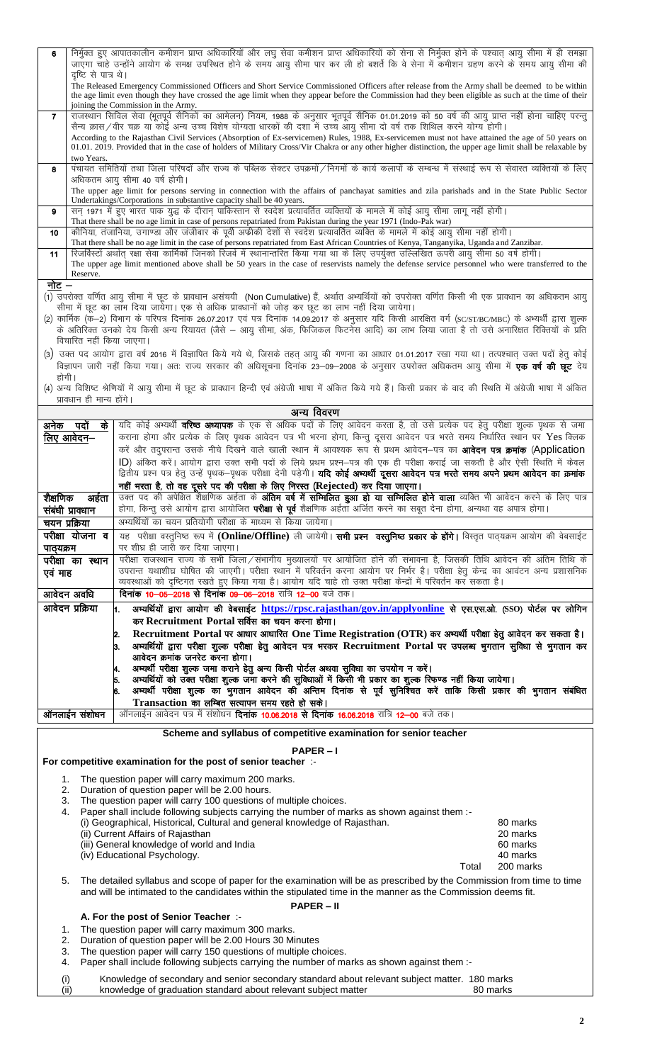| | |
|---|---|
| 6 | निर्मुक्त हुए आपातकालीन कमीशन प्राप्त अधिकारियों और लघु सेवा कमीशन प्राप्त अधिकारियों को सेना से निर्मुक्त होने के पश्चात् आयु सीमा में ही समझा जाएगा चाहे उन्होंने आयोग के समक्ष उपस्थित होने के समय आयु सीमा पार कर ली हो बशर्ते कि वे सेना में कमीशन ग्रहण करने के समय आयु सीमा की दृष्टि से पात्र थे। The Released Emergency Commissioned Officers and Short Service Commissioned Officers after release from the Army shall be deemed to be within the age limit even though they have crossed the age limit when they appear before the Commission had they been eligible as such at the time of their joining the Commission in the Army. |
| 7 | राजस्थान सिविल सेवा (भूतपूर्व सैनिकों का आमेलन) नियम, 1988 के अनुसार भूतपूर्व सैनिक 01.01.2019 को 50 वर्ष की आयु प्राप्त नहीं होना चाहिए परन्तु सैन्य क्रास/वीर चक्र या कोई अन्य उच्च विशेष योग्यता धारकों की दशा में उच्च आयु सीमा दो वर्ष तक शिथिल करने योग्य होगी। According to the Rajasthan Civil Services (Absorption of Ex-servicemen) Rules, 1988, Ex-servicemen must not have attained the age of 50 years on 01.01. 2019. Provided that in the case of holders of Military Cross/Vir Chakra or any other higher distinction, the upper age limit shall be relaxable by two Years. |
| 8 | पंचायत समितियों तथा जिला परिषदों और राज्य के पब्लिक सेक्टर उपक्रमों/निगमों के कार्य कलापों के सम्बन्ध में संस्थाई रूप से सेवारत व्यक्तियों के लिए अधिकतम आयु सीमा 40 वर्ष होगी। The upper age limit for persons serving in connection with the affairs of panchayat samities and zila parishads and in the State Public Sector Undertakings/Corporations in substantive capacity shall be 40 years. |
| 9 | सन् 1971 में हुए भारत पाक युद्ध के दौरान् पाकिस्तान से स्वदेश प्रत्यावर्तित व्यक्तियों के मामले में कोई आयु सीमा लागू नहीं होगी। That there shall be no age limit in case of persons repatriated from Pakistan during the year 1971 (Indo-Pak war) |
| 10 | कीनिया, तंजानिया, उगाण्डा और जंजीबार के पूर्वी अफ्रीकी देशों से स्वदेश प्रत्यावर्तित व्यक्ति के मामले में कोई आयु सीमा नहीं होगी। That there shall be no age limit in the case of persons repatriated from East African Countries of Kenya, Tanganyika, Uganda and Zanzibar. |
| 11 | रिजर्विस्टों अर्थात् रक्षा सेवा कार्मिकों जिनको रिजर्व में स्थानान्तरित किया गया था के लिए उपर्युक्त उल्लिखित ऊपरी आयु सीमा 50 वर्ष होगी। The upper age limit mentioned above shall be 50 years in the case of reservists namely the defense service personnel who were transferred to the Reserve. |

**नोट –**

(1) उपरोक्त वर्णित आयु सीमा में छूट के प्रावधान असंचयी (Non Cumulative) हैं, अर्थात अभ्यर्थियों को उपरोक्त वर्णित किसी भी एक प्रावधान का अधिकतम आयु सीमा में छूट का लाभ दिया जायेगा। एक से अधिक प्रावधानों को जोड़ कर छूट का लाभ नहीं दिया जायेगा।

(2) कार्मिक (क–2) विभाग के परिपत्र दिनांक 26.07.2017 एवं पत्र दिनांक 14.09.2017 के अनुसार यदि किसी आरक्षित वर्ग (SC/ST/BC/MBC) के अभ्यर्थी द्वारा शुल्क के अतिरिक्त उनको देय किसी अन्य रियायत (जैसे – आयु सीमा, अंक, फिजिकल फिटनेस आदि) का लाभ लिया जाता है तो उसे अनारक्षित रिक्तियों के प्रति विचारित नहीं किया जाएगा।

(3) उक्त पद आयोग द्वारा वर्ष 2016 में विज्ञापित किये गये थे, जिसके तहत् आयु की गणना का आधार 01.01.2017 रखा गया था। तत्पश्चात् उक्त पदों हेतु कोई विज्ञापन जारी नहीं किया गया। अतः राज्य सरकार की अधिसूचना दिनांक 23–09–2008 के अनुसार उपरोक्त अधिकतम आयु सीमा में **एक वर्ष की छूट** देय होगी।

(4) अन्य विशिष्ट श्रेणियों में आयु सीमा में छूट के प्रावधान हिन्दी एवं अंग्रेजी भाषा में अंकित किये गये हैं। किसी प्रकार के वाद की स्थिति में अंग्रेजी भाषा में अंकित प्रावधान ही मान्य होंगे।

**अन्य विवरण**

| | |
|---|---|
| **अनेक पदों के लिए आवेदन–** | यदि कोई अभ्यर्थी **वरिष्ठ अध्यापक** के एक से अधिक पदों के लिए आवेदन करता है, तो उसे प्रत्येक पद हेतु परीक्षा शुल्क पृथक से जमा कराना होगा और प्रत्येक के लिए पृथक आवेदन पत्र भी भरना होगा, किन्तु दूसरा आवेदन पत्र भरते समय निर्धारित स्थान पर Yes क्लिक करें और तदुपरान्त उसके नीचे दिखने वाले खाली स्थान में आवश्यक रूप से प्रथम आवेदन–पत्र का **आवेदन पत्र क्रमांक** (Application ID) अंकित करें। आयोग द्वारा उक्त सभी पदों के लिये प्रथम प्रश्न–पत्र की एक ही परीक्षा कराई जा सकती है और ऐसी स्थिति में केवल द्वितीय प्रश्न पत्र हेतु उन्हें पृथक–पृथक परीक्षा देनी पड़ेगी। **यदि कोई अभ्यर्थी दूसरा आवेदन पत्र भरते समय अपने प्रथम आवेदन का क्रमांक नहीं भरता है, तो वह दूसरे पद की परीक्षा के लिए निरस्त (Rejected) कर दिया जाएगा।** |
| **शैक्षणिक अर्हता संबंधी प्रावधान** | उक्त पद की अपेक्षित शैक्षणिक अर्हता के **अंतिम वर्ष में सम्मिलित हुआ हो या सम्मिलित होने वाला** व्यक्ति भी आवेदन करने के लिए पात्र होगा, किन्तु उसे आयोग द्वारा आयोजित **परीक्षा से पूर्व** शैक्षणिक अर्हता अर्जित करने का सबूत देना होगा, अन्यथा वह अपात्र होगा। |
| **चयन प्रक्रिया** | अभ्यर्थियों का चयन प्रतियोगी परीक्षा के माध्यम से किया जायेगा। |
| **परीक्षा योजना व पाठ्यक्रम** | यह परीक्षा वस्तुनिष्ठ रूप में **(Online/Offline)** ली जायेगी। **सभी प्रश्न वस्तुनिष्ठ प्रकार के होंगे।** विस्तृत पाठ्यक्रम आयोग की वेबसाईट पर शीघ्र ही जारी कर दिया जाएगा। |
| **परीक्षा का स्थान एवं माह** | परीक्षा राजस्थान राज्य के सभी जिला/संभागीय मुख्यालयों पर आयोजित होने की संभावना है, जिसकी तिथि आवेदन की अंतिम तिथि के उपरान्त यथाशीघ्र घोषित की जाएगी। परीक्षा स्थान में परिवर्तन करना आयोग पर निर्भर है। परीक्षा हेतु केन्द्र का आवंटन अन्य प्रशासनिक व्यवस्थाओं को दृष्टिगत रखते हुए किया गया है। आयोग यदि चाहे तो उक्त परीक्षा केन्द्रों में परिवर्तन कर सकता है। |
| **आवेदन अवधि** | **दिनांक 10–05–2018 से दिनांक 09–06–2018** रात्रि **12–00** बजे तक। |
| **आवेदन प्रक्रिया** | 1. **अभ्यर्थियों द्वारा आयोग की वेबसाईट https://rpsc.rajasthan/gov.in/applyonline से एस.एस.ओ. (SSO) पोर्टल पर लोगिन कर Recruitment Portal सर्विस का चयन करना होगा।** 2. **Recruitment Portal पर आधार आधारित One Time Registration (OTR) कर अभ्यर्थी परीक्षा हेतु आवेदन कर सकता है।** 3. **अभ्यर्थियों द्वारा परीक्षा शुल्क परीक्षा हेतु आवेदन पत्र भरकर Recruitment Portal पर उपलब्ध भुगतान सुविधा से भुगतान कर आवेदन क्रमांक जनरेट करना होगा।** 4. **अभ्यर्थी परीक्षा शुल्क जमा कराने हेतु अन्य किसी पोर्टल अथवा सुविधा का उपयोग न करें।** 5. **अभ्यर्थियों को उक्त परीक्षा शुल्क जमा करने की सुविधाओं में किसी भी प्रकार का शुल्क रिफण्ड नहीं किया जायेगा।** 6. **अभ्यर्थी परीक्षा शुल्क का भुगतान आवेदन की अन्तिम दिनांक से पूर्व सुनिश्चित करें ताकि किसी प्रकार की भुगतान संबंधित Transaction का लम्बित सत्यापन समय रहते हो सके।** |
| **ऑनलाईन संशोधन** | ऑनलाईन आवेदन पत्र में संशोधन **दिनांक 10.06.2018 से दिनांक 16.06.2018** रात्रि **12–00** बजे तक। |

**Scheme and syllabus of competitive examination for senior teacher**

**PAPER – I**

**For competitive examination for the post of senior teacher** :-

1. The question paper will carry maximum 200 marks.
2. Duration of question paper will be 2.00 hours.
3. The question paper will carry 100 questions of multiple choices.
4. Paper shall include following subjects carrying the number of marks as shown against them :-

| | |
|---|---|
| (i) Geographical, Historical, Cultural and general knowledge of Rajasthan. | 80 marks |
| (ii) Current Affairs of Rajasthan | 20 marks |
| (iii) General knowledge of world and India | 60 marks |
| (iv) Educational Psychology. | 40 marks |
| Total | 200 marks |

5. The detailed syllabus and scope of paper for the examination will be as prescribed by the Commission from time to time and will be intimated to the candidates within the stipulated time in the manner as the Commission deems fit.

**PAPER – II**

**A. For the post of Senior Teacher** :-

1. The question paper will carry maximum 300 marks.
2. Duration of question paper will be 2.00 Hours 30 Minutes
3. The question paper will carry 150 questions of multiple choices.
4. Paper shall include following subjects carrying the number of marks as shown against them :-

| | |
|---|---|
| (i) Knowledge of secondary and senior secondary standard about relevant subject matter. | 180 marks |
| (ii) knowledge of graduation standard about relevant subject matter | 80 marks |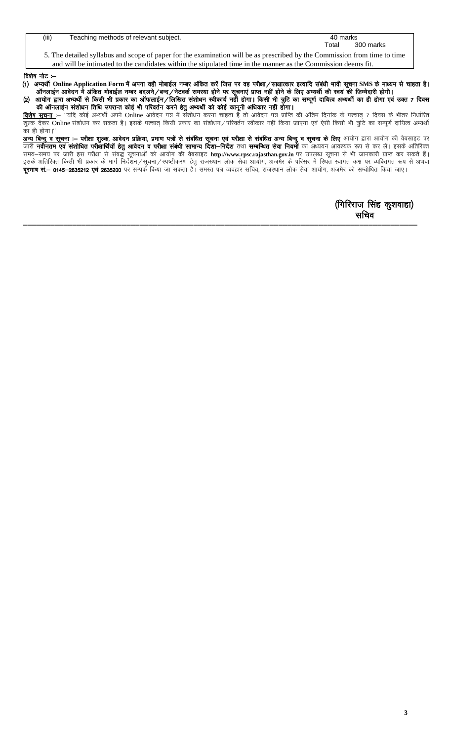| | | |
|---|---|---|
| (iii) | Teaching methods of relevant subject. | 40 marks |
| | Total | 300 marks |

5. The detailed syllabus and scope of paper for the examination will be as prescribed by the Commission from time to time and will be intimated to the candidates within the stipulated time in the manner as the Commission deems fit.

**विशेष नोट :–**

**(1) अभ्यर्थी Online Application Form में अपना वही मोबाईल नम्बर अंकित करें जिस पर वह परीक्षा/साक्षात्कार इत्यादि संबंधी भावी सूचना SMS के माध्यम से चाहता है। ऑनलाईन आवेदन में अंकित मोबाईल नम्बर बदलने/बन्द/नेटवर्क समस्या होने पर सूचनाएं प्राप्त नहीं होने के लिए अभ्यर्थी की स्वयं की जिम्मेदारी होगी।**

**(2) आयोग द्वारा अभ्यर्थी से किसी भी प्रकार का ऑफलाईन/लिखित संशोधन स्वीकार्य नहीं होगा। किसी भी त्रुटि का सम्पूर्ण दायित्व अभ्यर्थी का ही होगा एवं उक्त 7 दिवस की ऑनलाईन संशोधन तिथि उपरान्त कोई भी परिवर्तन करने हेतु अभ्यर्थी को कोई कानूनी अधिकार नहीं होगा।**

**<u>विशेष सूचना</u>** :– ''यदि कोई अभ्यर्थी अपने Online आवेदन पत्र में संशोधन करना चाहता है तो आवेदन पत्र प्राप्ति की अंतिम दिनांक के पश्चात् 7 दिवस के भीतर निर्धारित शुल्क देकर Online संशोधन कर सकता है। इसके पश्चात् किसी प्रकार का संशोधन/परिवर्तन स्वीकार नहीं किया जाएगा एवं ऐसी किसी भी त्रुटि का सम्पूर्ण दायित्व अभ्यर्थी का ही होगा।''

**<u>अन्य बिन्दु व सूचना</u> :– परीक्षा शुल्क, आवेदन प्रक्रिया, प्रमाण पत्रों से संबंधित सूचना एवं परीक्षा से संबंधित अन्य बिन्दु व सूचना के लिए** आयोग द्वारा आयोग की वेबसाइट पर जारी **नवीनतम एवं संशोधित परीक्षार्थियों हेतु आवेदन व परीक्षा संबंधी सामान्य दिशा–निर्देश** तथा **सम्बन्धित सेवा नियमों** का अध्ययन आवश्यक रूप से कर लें। इसके अतिरिक्त समय–समय पर जारी इस परीक्षा से संबद्ध सूचनाओं को आयोग की वेबसाइट **http://www.rpsc.rajasthan.gov.in** पर उपलब्ध सूचना से भी जानकारी प्राप्त कर सकते हैं। इसके अतिरिक्त किसी भी प्रकार के मार्ग निर्देशन/सूचना/स्पष्टीकरण हेतु राजस्थान लोक सेवा आयोग, अजमेर के परिसर में स्थित स्वागत कक्ष पर व्यक्तिगत रूप से अथवा **दूरभाष सं.– 0145–2635212 एवं 2635200** पर सम्पर्क किया जा सकता है। समस्त पत्र व्यवहार सचिव, राजस्थान लोक सेवा आयोग, अजमेर को सम्बोधित किया जाए।

(गिरिराज सिंह कुशवाहा)
सचिव